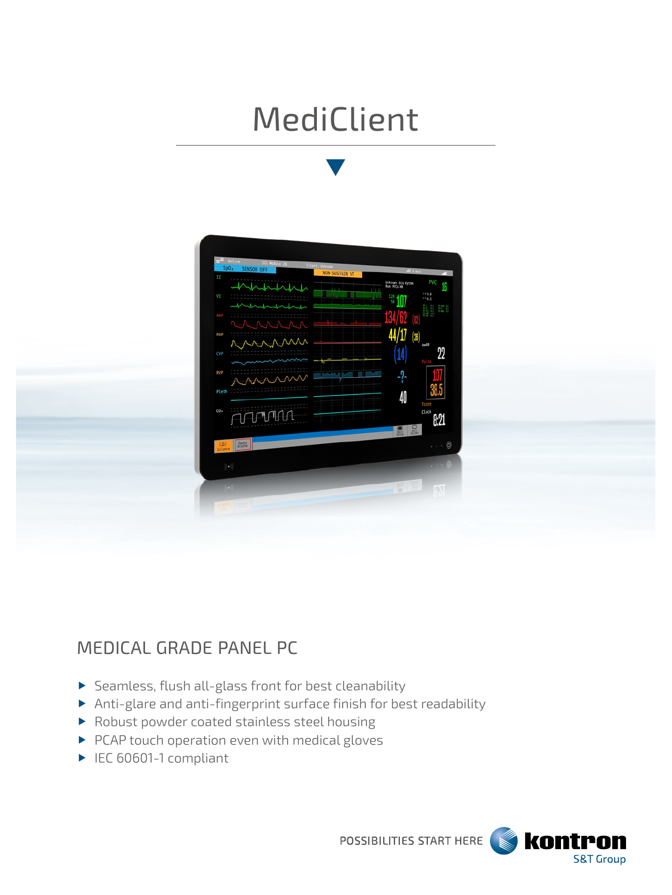# MediClient

## MEDICAL GRADE PANEL PC

- Seamless, flush all-glass front for best cleanability
- Anti-glare and anti-fingerprint surface finish for best readability
- Robust powder coated stainless steel housing
- PCAP touch operation even with medical gloves
- IEC 60601-1 compliant

POSSIBILITIES START HERE kontron S&T Group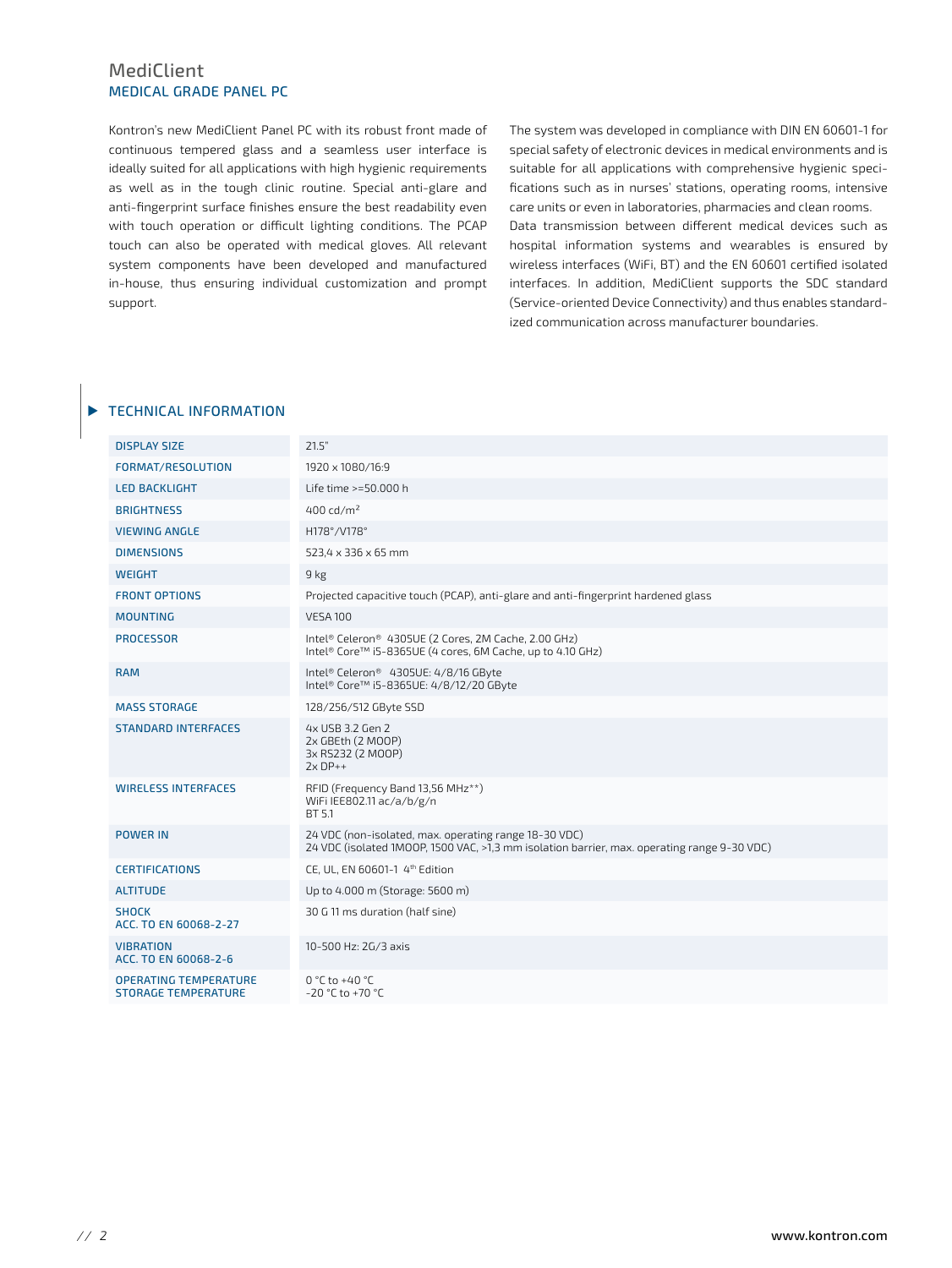# MediClient

## MEDICAL GRADE PANEL PC

Kontron's new MediClient Panel PC with its robust front made of continuous tempered glass and a seamless user interface is ideally suited for all applications with high hygienic requirements as well as in the tough clinic routine. Special anti-glare and anti-fingerprint surface finishes ensure the best readability even with touch operation or difficult lighting conditions. The PCAP touch can also be operated with medical gloves. All relevant system components have been developed and manufactured in-house, thus ensuring individual customization and prompt support.

The system was developed in compliance with DIN EN 60601-1 for special safety of electronic devices in medical environments and is suitable for all applications with comprehensive hygienic specifications such as in nurses' stations, operating rooms, intensive care units or even in laboratories, pharmacies and clean rooms.
Data transmission between different medical devices such as hospital information systems and wearables is ensured by wireless interfaces (WiFi, BT) and the EN 60601 certified isolated interfaces. In addition, MediClient supports the SDC standard (Service-oriented Device Connectivity) and thus enables standardized communication across manufacturer boundaries.

## ▶ TECHNICAL INFORMATION

| | |
|---|---|
| DISPLAY SIZE | 21.5" |
| FORMAT/RESOLUTION | 1920 x 1080/16:9 |
| LED BACKLIGHT | Life time >=50.000 h |
| BRIGHTNESS | 400 cd/m² |
| VIEWING ANGLE | H178°/V178° |
| DIMENSIONS | 523,4 x 336 x 65 mm |
| WEIGHT | 9 kg |
| FRONT OPTIONS | Projected capacitive touch (PCAP), anti-glare and anti-fingerprint hardened glass |
| MOUNTING | VESA 100 |
| PROCESSOR | Intel® Celeron® 4305UE (2 Cores, 2M Cache, 2.00 GHz)<br>Intel® Core™ i5-8365UE (4 cores, 6M Cache, up to 4.10 GHz) |
| RAM | Intel® Celeron® 4305UE: 4/8/16 GByte<br>Intel® Core™ i5-8365UE: 4/8/12/20 GByte |
| MASS STORAGE | 128/256/512 GByte SSD |
| STANDARD INTERFACES | 4x USB 3.2 Gen 2<br>2x GBEth (2 MOOP)<br>3x RS232 (2 MOOP)<br>2x DP++ |
| WIRELESS INTERFACES | RFID (Frequency Band 13,56 MHz**)<br>WiFi IEE802.11 ac/a/b/g/n<br>BT 5.1 |
| POWER IN | 24 VDC (non-isolated, max. operating range 18-30 VDC)<br>24 VDC (isolated 1MOOP, 1500 VAC, >1,3 mm isolation barrier, max. operating range 9-30 VDC) |
| CERTIFICATIONS | CE, UL, EN 60601-1 4th Edition |
| ALTITUDE | Up to 4.000 m (Storage: 5600 m) |
| SHOCK<br>ACC. TO EN 60068-2-27 | 30 G 11 ms duration (half sine) |
| VIBRATION<br>ACC. TO EN 60068-2-6 | 10-500 Hz: 2G/3 axis |
| OPERATING TEMPERATURE<br>STORAGE TEMPERATURE | 0 °C to +40 °C<br>-20 °C to +70 °C |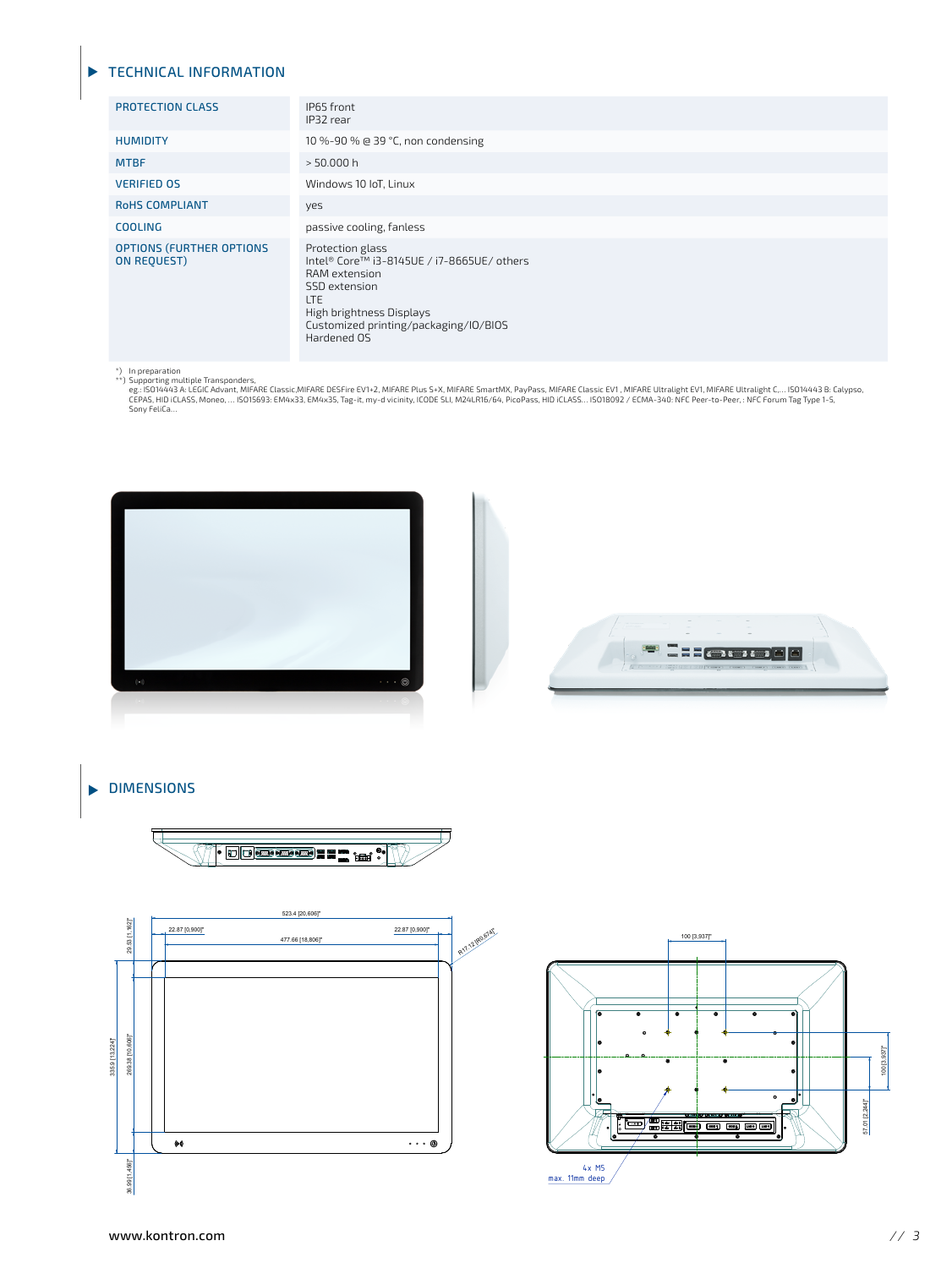## TECHNICAL INFORMATION

| | |
|---|---|
| PROTECTION CLASS | IP65 front<br>IP32 rear |
| HUMIDITY | 10 %-90 % @ 39 °C, non condensing |
| MTBF | > 50.000 h |
| VERIFIED OS | Windows 10 IoT, Linux |
| RoHS COMPLIANT | yes |
| COOLING | passive cooling, fanless |
| OPTIONS (FURTHER OPTIONS ON REQUEST) | Protection glass<br>Intel® Core™ i3-8145UE / i7-8665UE/ others<br>RAM extension<br>SSD extension<br>LTE<br>High brightness Displays<br>Customized printing/packaging/IO/BIOS<br>Hardened OS |

*) In preparation
**) Supporting multiple Transponders,
eg.: ISO14443 A: LEGIC Advant, MIFARE Classic,MIFARE DESFire EV1+2, MIFARE Plus S+X, MIFARE SmartMX, PayPass, MIFARE Classic EV1 , MIFARE Ultralight EV1, MIFARE Ultralight C,... ISO14443 B: Calypso, CEPAS, HID iCLASS, Moneo, ... ISO15693: EM4x33, EM4x35, Tag-it, my-d vicinity, ICODE SLI, M24LR16/64, PicoPass, HID iCLASS... ISO18092 / ECMA-340: NFC Peer-to-Peer, : NFC Forum Tag Type 1-5, Sony FeliCa...

## DIMENSIONS

523.4 [20,606]"
22.87 [0,900]"
22.87 [0,900]"
477.66 [18,806]"
R17.12 [R0,674]"
29.53 [1,162]"
335.9 [13,224]"
269.38 [10,606]"
36.99 [1,456]"

100 [3,937]"
100 [3,937]"
57.01 [2,244]"
4x M5
max. 11mm deep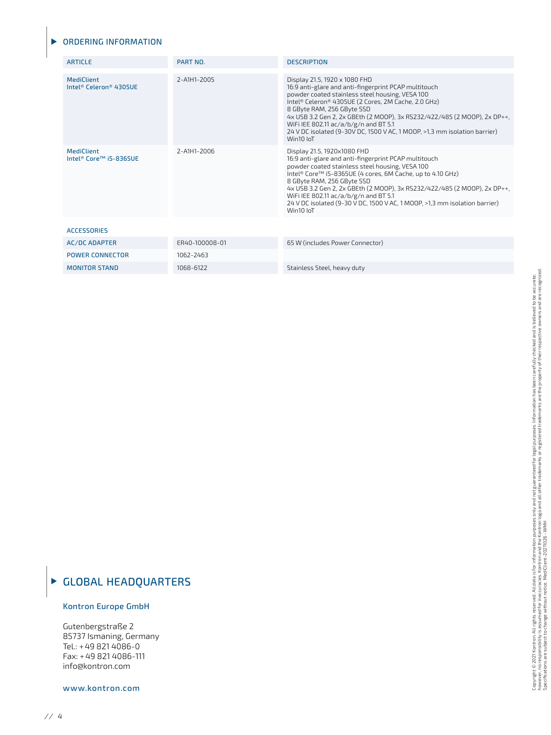## ORDERING INFORMATION

| ARTICLE | PART NO. | DESCRIPTION |
|---|---|---|
| MediClient<br>Intel® Celeron® 4305UE | 2-A1H1-2005 | Display 21.5, 1920 x 1080 FHD<br>16:9 anti-glare and anti-fingerprint PCAP multitouch<br>powder coated stainless steel housing, VESA 100<br>Intel® Celeron® 4305UE (2 Cores, 2M Cache, 2.0 GHz)<br>8 GByte RAM, 256 GByte SSD<br>4x USB 3.2 Gen 2, 2x GBEth (2 MOOP), 3x RS232/422/485 (2 MOOP), 2x DP++,<br>WiFi IEE 802.11 ac/a/b/g/n and BT 5.1<br>24 V DC isolated (9-30V DC, 1500 V AC, 1 MOOP, >1,3 mm isolation barrier)<br>Win10 IoT |
| MediClient<br>Intel® Core™ i5-8365UE | 2-A1H1-2006 | Display 21.5, 1920x1080 FHD<br>16:9 anti-glare and anti-fingerprint PCAP multitouch<br>powder coated stainless steel housing, VESA 100<br>Intel® Core™ i5-8365UE (4 cores, 6M Cache, up to 4.10 GHz)<br>8 GByte RAM, 256 GByte SSD<br>4x USB 3.2 Gen 2, 2x GBEth (2 MOOP), 3x RS232/422/485 (2 MOOP), 2x DP++,<br>WiFi IEE 802.11 ac/a/b/g/n and BT 5.1<br>24 V DC isolated (9-30 V DC, 1500 V AC, 1 MOOP, >1,3 mm isolation barrier)<br>Win10 IoT |

ACCESSORIES

| | | |
|---|---|---|
| AC/DC ADAPTER | ER40-100008-01 | 65 W (includes Power Connector) |
| POWER CONNECTOR | 1062-2463 | |
| MONITOR STAND | 1068-6122 | Stainless Steel, heavy duty |

## GLOBAL HEADQUARTERS

### Kontron Europe GmbH

Gutenbergstraße 2
85737 Ismaning, Germany
Tel.: + 49 821 4086-0
Fax: + 49 821 4086-111
info@kontron.com

www.kontron.com

Copyright © 2021 Kontron. All rights reserved. All data is for information purposes only and not guaranteed for legal purposes. Information has been carefully checked and is believed to be accurate; however, no responsibility is assumed for inaccuracies. Kontron and the Kontron logo and all other trademarks or registered trademarks are the property of their respective owners and are recognized. Specifications are subject to change without notice. MediClient-20211026 - WMH